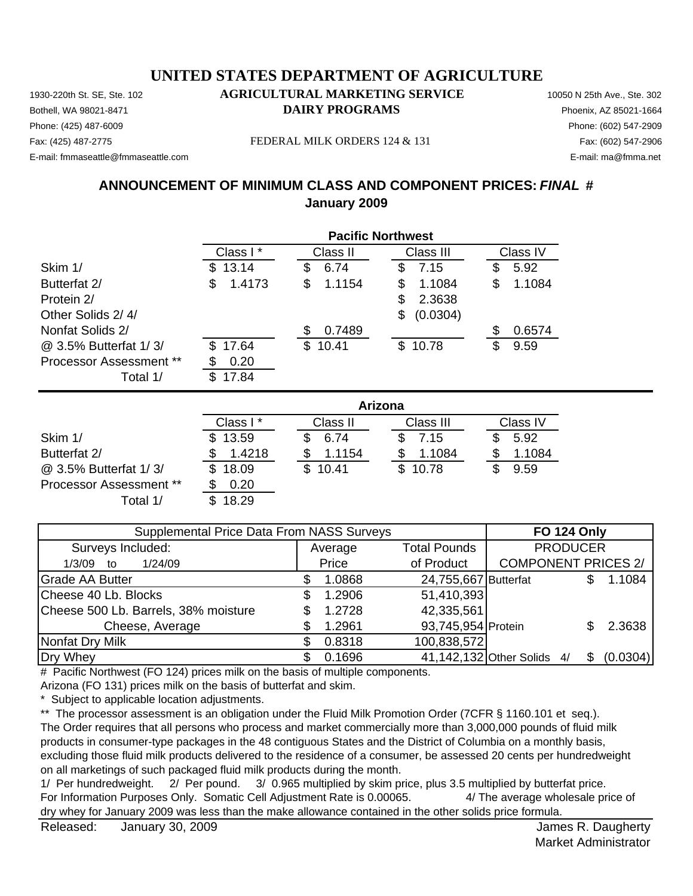# UNITED STATES DEPARTMENT OF AGRICULTURE

## AGRICULTURAL MARKETING SERVICE

## DAIRY PROGRAMS

1930-220th St. SE, Ste. 102
Bothell, WA 98021-8471
Phone: (425) 487-6009
Fax: (425) 487-2775
E-mail: fmmaseattle@fmmaseattle.com

FEDERAL MILK ORDERS 124 & 131

10050 N 25th Ave., Ste. 302
Phoenix, AZ 85021-1664
Phone: (602) 547-2909
Fax: (602) 547-2906
E-mail: ma@fmma.net

## ANNOUNCEMENT OF MINIMUM CLASS AND COMPONENT PRICES: *FINAL* #

## January 2009

| | Pacific Northwest | | | |
|---|---|---|---|---|
| | Class I * | Class II | Class III | Class IV |
| Skim 1/ | $ 13.14 | $ 6.74 | $ 7.15 | $ 5.92 |
| Butterfat 2/ | $ 1.4173 | $ 1.1154 | $ 1.1084 | $ 1.1084 |
| Protein 2/ | | | $ 2.3638 | |
| Other Solids 2/ 4/ | | | $ (0.0304) | |
| Nonfat Solids 2/ | | $ 0.7489 | | $ 0.6574 |
| @ 3.5% Butterfat 1/ 3/ | $ 17.64 | $ 10.41 | $ 10.78 | $ 9.59 |
| Processor Assessment ** | $ 0.20 | | | |
| Total 1/ | $ 17.84 | | | |

| | Arizona | | | |
|---|---|---|---|---|
| | Class I * | Class II | Class III | Class IV |
| Skim 1/ | $ 13.59 | $ 6.74 | $ 7.15 | $ 5.92 |
| Butterfat 2/ | $ 1.4218 | $ 1.1154 | $ 1.1084 | $ 1.1084 |
| @ 3.5% Butterfat 1/ 3/ | $ 18.09 | $ 10.41 | $ 10.78 | $ 9.59 |
| Processor Assessment ** | $ 0.20 | | | |
| Total 1/ | $ 18.29 | | | |

| Supplemental Price Data From NASS Surveys | | | FO 124 Only | |
|---|---|---|---|---|
| Surveys Included: | Average | Total Pounds | PRODUCER | |
| 1/3/09 to 1/24/09 | Price | of Product | COMPONENT PRICES 2/ | |
| Grade AA Butter | $ 1.0868 | 24,755,667 | Butterfat | $ 1.1084 |
| Cheese 40 Lb. Blocks | $ 1.2906 | 51,410,393 | | |
| Cheese 500 Lb. Barrels, 38% moisture | $ 1.2728 | 42,335,561 | | |
| Cheese, Average | $ 1.2961 | 93,745,954 | Protein | $ 2.3638 |
| Nonfat Dry Milk | $ 0.8318 | 100,838,572 | | |
| Dry Whey | $ 0.1696 | 41,142,132 | Other Solids 4/ | $ (0.0304) |

# Pacific Northwest (FO 124) prices milk on the basis of multiple components.
Arizona (FO 131) prices milk on the basis of butterfat and skim.
\* Subject to applicable location adjustments.
** The processor assessment is an obligation under the Fluid Milk Promotion Order (7CFR § 1160.101 et seq.). The Order requires that all persons who process and market commercially more than 3,000,000 pounds of fluid milk products in consumer-type packages in the 48 contiguous States and the District of Columbia on a monthly basis, excluding those fluid milk products delivered to the residence of a consumer, be assessed 20 cents per hundredweight on all marketings of such packaged fluid milk products during the month.
1/ Per hundredweight. 2/ Per pound. 3/ 0.965 multiplied by skim price, plus 3.5 multiplied by butterfat price.
For Information Purposes Only. Somatic Cell Adjustment Rate is 0.00065. 4/ The average wholesale price of dry whey for January 2009 was less than the make allowance contained in the other solids price formula.

Released: January 30, 2009

James R. Daugherty
Market Administrator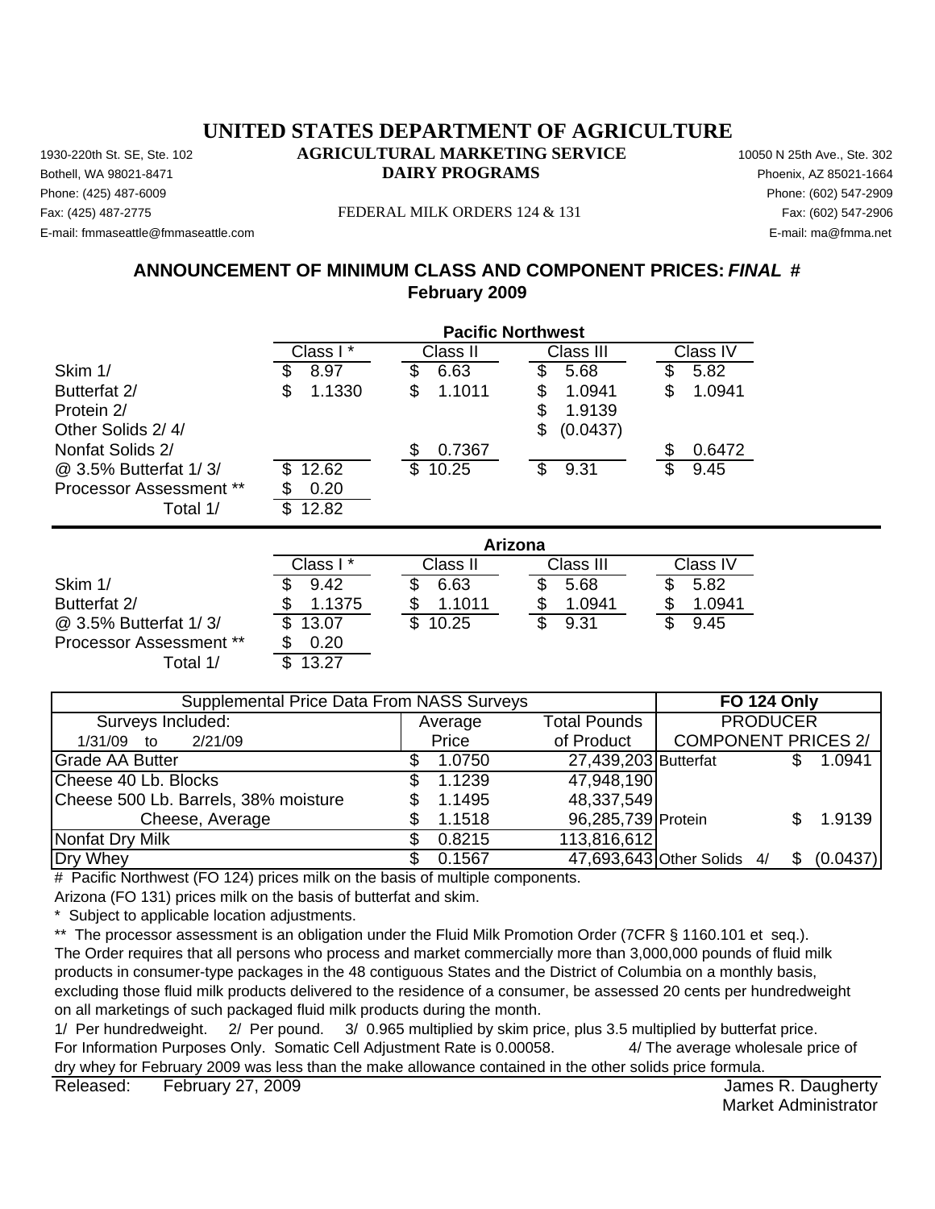# UNITED STATES DEPARTMENT OF AGRICULTURE

## AGRICULTURAL MARKETING SERVICE

## DAIRY PROGRAMS

1930-220th St. SE, Ste. 102
Bothell, WA 98021-8471
Phone: (425) 487-6009
Fax: (425) 487-2775
E-mail: fmmaseattle@fmmaseattle.com

10050 N 25th Ave., Ste. 302
Phoenix, AZ 85021-1664
Phone: (602) 547-2909
Fax: (602) 547-2906
E-mail: ma@fmma.net

FEDERAL MILK ORDERS 124 & 131

## ANNOUNCEMENT OF MINIMUM CLASS AND COMPONENT PRICES: ***FINAL*** **#**

## February 2009

| | Pacific Northwest | | | |
|---|---|---|---|---|
| | Class I * | Class II | Class III | Class IV |
| Skim 1/ | $ 8.97 | $ 6.63 | $ 5.68 | $ 5.82 |
| Butterfat 2/ | $ 1.1330 | $ 1.1011 | $ 1.0941 | $ 1.0941 |
| Protein 2/ | | | $ 1.9139 | |
| Other Solids 2/ 4/ | | | $ (0.0437) | |
| Nonfat Solids 2/ | | $ 0.7367 | | $ 0.6472 |
| @ 3.5% Butterfat 1/ 3/ | $ 12.62 | $ 10.25 | $ 9.31 | $ 9.45 |
| Processor Assessment ** | $ 0.20 | | | |
| Total 1/ | $ 12.82 | | | |

| | Arizona | | | |
|---|---|---|---|---|
| | Class I * | Class II | Class III | Class IV |
| Skim 1/ | $ 9.42 | $ 6.63 | $ 5.68 | $ 5.82 |
| Butterfat 2/ | $ 1.1375 | $ 1.1011 | $ 1.0941 | $ 1.0941 |
| @ 3.5% Butterfat 1/ 3/ | $ 13.07 | $ 10.25 | $ 9.31 | $ 9.45 |
| Processor Assessment ** | $ 0.20 | | | |
| Total 1/ | $ 13.27 | | | |

| Supplemental Price Data From NASS Surveys | | | FO 124 Only | |
|---|---|---|---|---|
| Surveys Included: | Average | Total Pounds | PRODUCER | |
| 1/31/09 to 2/21/09 | Price | of Product | COMPONENT PRICES 2/ | |
| Grade AA Butter | $ 1.0750 | 27,439,203 | Butterfat | $ 1.0941 |
| Cheese 40 Lb. Blocks | $ 1.1239 | 47,948,190 | | |
| Cheese 500 Lb. Barrels, 38% moisture | $ 1.1495 | 48,337,549 | | |
| Cheese, Average | $ 1.1518 | 96,285,739 | Protein | $ 1.9139 |
| Nonfat Dry Milk | $ 0.8215 | 113,816,612 | | |
| Dry Whey | $ 0.1567 | 47,693,643 | Other Solids 4/ | $ (0.0437) |

# Pacific Northwest (FO 124) prices milk on the basis of multiple components.

Arizona (FO 131) prices milk on the basis of butterfat and skim.

\* Subject to applicable location adjustments.

** The processor assessment is an obligation under the Fluid Milk Promotion Order (7CFR § 1160.101 et seq.). The Order requires that all persons who process and market commercially more than 3,000,000 pounds of fluid milk products in consumer-type packages in the 48 contiguous States and the District of Columbia on a monthly basis, excluding those fluid milk products delivered to the residence of a consumer, be assessed 20 cents per hundredweight on all marketings of such packaged fluid milk products during the month.

1/ Per hundredweight. 2/ Per pound. 3/ 0.965 multiplied by skim price, plus 3.5 multiplied by butterfat price.
For Information Purposes Only. Somatic Cell Adjustment Rate is 0.00058. 4/ The average wholesale price of dry whey for February 2009 was less than the make allowance contained in the other solids price formula.

Released: February 27, 2009

James R. Daugherty
Market Administrator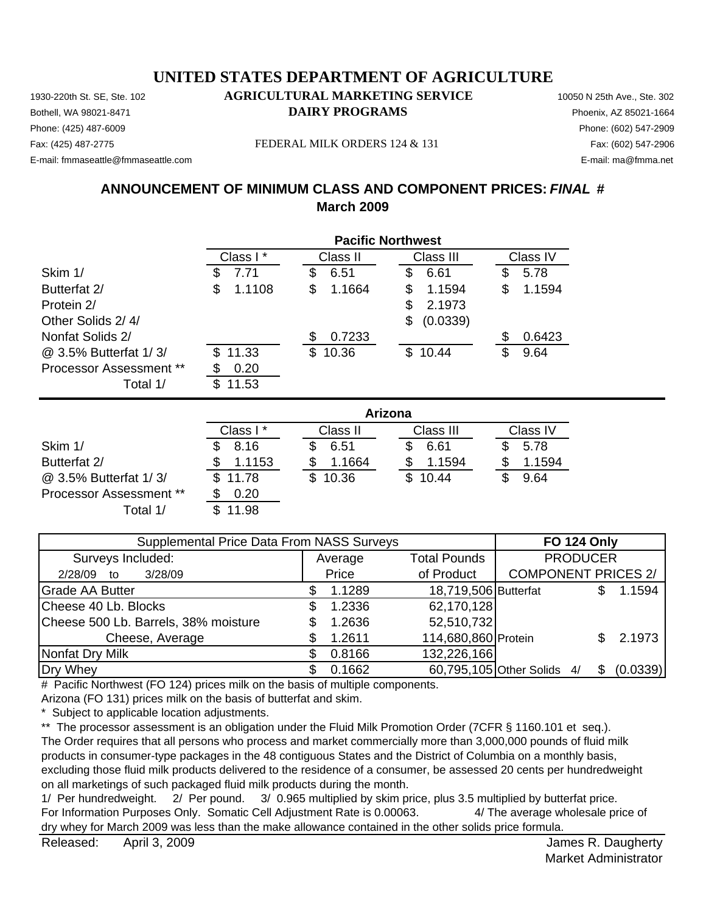# UNITED STATES DEPARTMENT OF AGRICULTURE

## AGRICULTURAL MARKETING SERVICE
## DAIRY PROGRAMS

1930-220th St. SE, Ste. 102
Bothell, WA 98021-8471
Phone: (425) 487-6009
Fax: (425) 487-2775
E-mail: fmmaseattle@fmmaseattle.com

FEDERAL MILK ORDERS 124 & 131

10050 N 25th Ave., Ste. 302
Phoenix, AZ 85021-1664
Phone: (602) 547-2909
Fax: (602) 547-2906
E-mail: ma@fmma.net

## ANNOUNCEMENT OF MINIMUM CLASS AND COMPONENT PRICES: *FINAL* #
## March 2009

| | Pacific Northwest | | | |
|---|---|---|---|---|
| | Class I * | Class II | Class III | Class IV |
| Skim 1/ | $ 7.71 | $ 6.51 | $ 6.61 | $ 5.78 |
| Butterfat 2/ | $ 1.1108 | $ 1.1664 | $ 1.1594 | $ 1.1594 |
| Protein 2/ | | | $ 2.1973 | |
| Other Solids 2/ 4/ | | | $ (0.0339) | |
| Nonfat Solids 2/ | | $ 0.7233 | | $ 0.6423 |
| @ 3.5% Butterfat 1/ 3/ | $ 11.33 | $ 10.36 | $ 10.44 | $ 9.64 |
| Processor Assessment ** | $ 0.20 | | | |
| Total 1/ | $ 11.53 | | | |

| | Arizona | | | |
|---|---|---|---|---|
| | Class I * | Class II | Class III | Class IV |
| Skim 1/ | $ 8.16 | $ 6.51 | $ 6.61 | $ 5.78 |
| Butterfat 2/ | $ 1.1153 | $ 1.1664 | $ 1.1594 | $ 1.1594 |
| @ 3.5% Butterfat 1/ 3/ | $ 11.78 | $ 10.36 | $ 10.44 | $ 9.64 |
| Processor Assessment ** | $ 0.20 | | | |
| Total 1/ | $ 11.98 | | | |

| Supplemental Price Data From NASS Surveys | | | FO 124 Only | |
|---|---|---|---|---|
| Surveys Included: | Average | Total Pounds | PRODUCER | |
| 2/28/09 to 3/28/09 | Price | of Product | COMPONENT PRICES 2/ | |
| Grade AA Butter | $ 1.1289 | 18,719,506 | Butterfat | $ 1.1594 |
| Cheese 40 Lb. Blocks | $ 1.2336 | 62,170,128 | | |
| Cheese 500 Lb. Barrels, 38% moisture | $ 1.2636 | 52,510,732 | | |
| Cheese, Average | $ 1.2611 | 114,680,860 | Protein | $ 2.1973 |
| Nonfat Dry Milk | $ 0.8166 | 132,226,166 | | |
| Dry Whey | $ 0.1662 | 60,795,105 | Other Solids 4/ | $ (0.0339) |

\# Pacific Northwest (FO 124) prices milk on the basis of multiple components.
Arizona (FO 131) prices milk on the basis of butterfat and skim.
\* Subject to applicable location adjustments.
** The processor assessment is an obligation under the Fluid Milk Promotion Order (7CFR § 1160.101 et seq.). The Order requires that all persons who process and market commercially more than 3,000,000 pounds of fluid milk products in consumer-type packages in the 48 contiguous States and the District of Columbia on a monthly basis, excluding those fluid milk products delivered to the residence of a consumer, be assessed 20 cents per hundredweight on all marketings of such packaged fluid milk products during the month.
1/ Per hundredweight. 2/ Per pound. 3/ 0.965 multiplied by skim price, plus 3.5 multiplied by butterfat price.
For Information Purposes Only. Somatic Cell Adjustment Rate is 0.00063. 4/ The average wholesale price of dry whey for March 2009 was less than the make allowance contained in the other solids price formula.

Released: April 3, 2009

James R. Daugherty
Market Administrator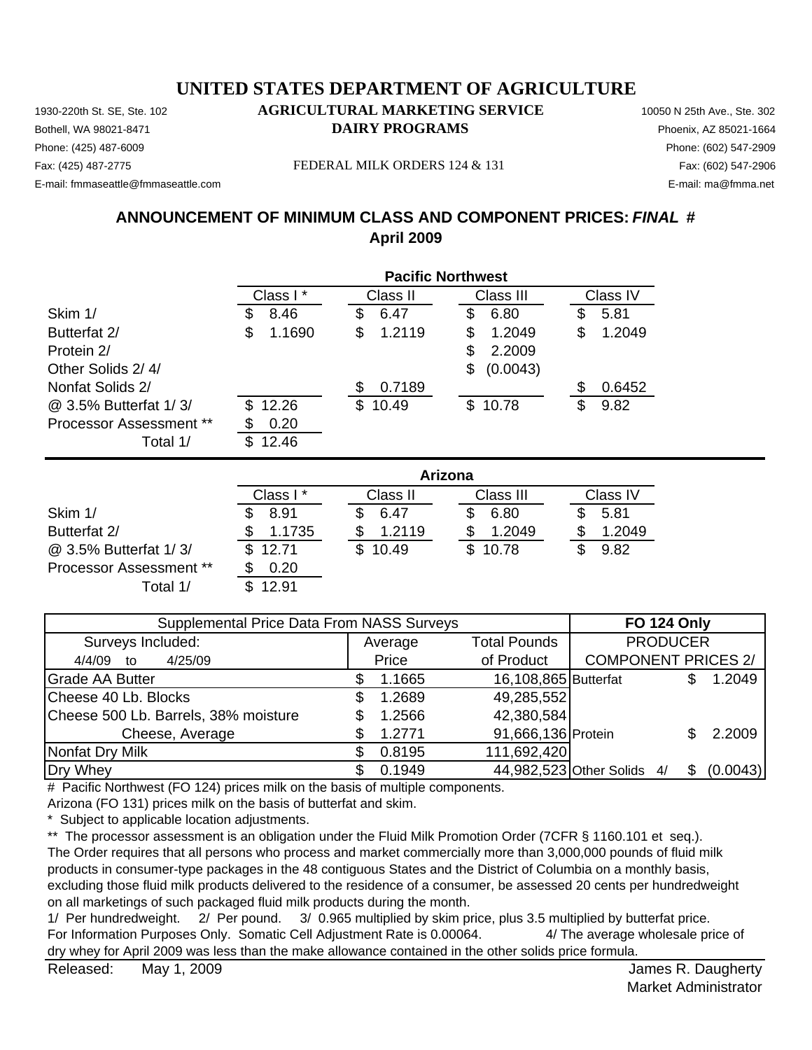# UNITED STATES DEPARTMENT OF AGRICULTURE

## AGRICULTURAL MARKETING SERVICE
## DAIRY PROGRAMS

1930-220th St. SE, Ste. 102
Bothell, WA 98021-8471
Phone: (425) 487-6009
Fax: (425) 487-2775
E-mail: fmmaseattle@fmmaseattle.com

FEDERAL MILK ORDERS 124 & 131

10050 N 25th Ave., Ste. 302
Phoenix, AZ 85021-1664
Phone: (602) 547-2909
Fax: (602) 547-2906
E-mail: ma@fmma.net

## ANNOUNCEMENT OF MINIMUM CLASS AND COMPONENT PRICES: *FINAL* #
## April 2009

**Pacific Northwest**

| | Class I * | Class II | Class III | Class IV |
|---|---|---|---|---|
| Skim 1/ | $ 8.46 | $ 6.47 | $ 6.80 | $ 5.81 |
| Butterfat 2/ | $ 1.1690 | $ 1.2119 | $ 1.2049 | $ 1.2049 |
| Protein 2/ | | | $ 2.2009 | |
| Other Solids 2/ 4/ | | | $ (0.0043) | |
| Nonfat Solids 2/ | | $ 0.7189 | | $ 0.6452 |
| @ 3.5% Butterfat 1/ 3/ | $ 12.26 | $ 10.49 | $ 10.78 | $ 9.82 |
| Processor Assessment ** | $ 0.20 | | | |
| Total 1/ | $ 12.46 | | | |

**Arizona**

| | Class I * | Class II | Class III | Class IV |
|---|---|---|---|---|
| Skim 1/ | $ 8.91 | $ 6.47 | $ 6.80 | $ 5.81 |
| Butterfat 2/ | $ 1.1735 | $ 1.2119 | $ 1.2049 | $ 1.2049 |
| @ 3.5% Butterfat 1/ 3/ | $ 12.71 | $ 10.49 | $ 10.78 | $ 9.82 |
| Processor Assessment ** | $ 0.20 | | | |
| Total 1/ | $ 12.91 | | | |

| Supplemental Price Data From NASS Surveys | | | FO 124 Only | |
|---|---|---|---|---|
| Surveys Included: | Average | Total Pounds | PRODUCER | |
| 4/4/09 to 4/25/09 | Price | of Product | COMPONENT PRICES 2/ | |
| Grade AA Butter | $ 1.1665 | 16,108,865 | Butterfat | $ 1.2049 |
| Cheese 40 Lb. Blocks | $ 1.2689 | 49,285,552 | | |
| Cheese 500 Lb. Barrels, 38% moisture | $ 1.2566 | 42,380,584 | | |
| Cheese, Average | $ 1.2771 | 91,666,136 | Protein | $ 2.2009 |
| Nonfat Dry Milk | $ 0.8195 | 111,692,420 | | |
| Dry Whey | $ 0.1949 | 44,982,523 | Other Solids 4/ | $ (0.0043) |

# Pacific Northwest (FO 124) prices milk on the basis of multiple components.
Arizona (FO 131) prices milk on the basis of butterfat and skim.
* Subject to applicable location adjustments.
** The processor assessment is an obligation under the Fluid Milk Promotion Order (7CFR § 1160.101 et seq.). The Order requires that all persons who process and market commercially more than 3,000,000 pounds of fluid milk products in consumer-type packages in the 48 contiguous States and the District of Columbia on a monthly basis, excluding those fluid milk products delivered to the residence of a consumer, be assessed 20 cents per hundredweight on all marketings of such packaged fluid milk products during the month.
1/ Per hundredweight. 2/ Per pound. 3/ 0.965 multiplied by skim price, plus 3.5 multiplied by butterfat price.
For Information Purposes Only. Somatic Cell Adjustment Rate is 0.00064. 4/ The average wholesale price of dry whey for April 2009 was less than the make allowance contained in the other solids price formula.

Released: May 1, 2009

James R. Daugherty
Market Administrator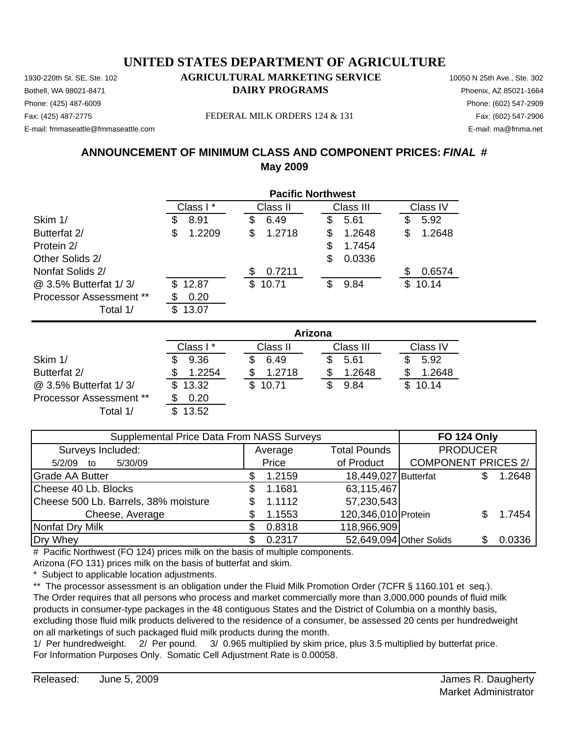# UNITED STATES DEPARTMENT OF AGRICULTURE

## AGRICULTURAL MARKETING SERVICE
## DAIRY PROGRAMS

FEDERAL MILK ORDERS 124 & 131

1930-220th St. SE, Ste. 102
Bothell, WA 98021-8471
Phone: (425) 487-6009
Fax: (425) 487-2775
E-mail: fmmaseattle@fmmaseattle.com

10050 N 25th Ave., Ste. 302
Phoenix, AZ 85021-1664
Phone: (602) 547-2909
Fax: (602) 547-2906
E-mail: ma@fmma.net

## ANNOUNCEMENT OF MINIMUM CLASS AND COMPONENT PRICES: *FINAL* #
## May 2009

**Pacific Northwest**

| | Class I * | Class II | Class III | Class IV |
|---|---|---|---|---|
| Skim 1/ | $ 8.91 | $ 6.49 | $ 5.61 | $ 5.92 |
| Butterfat 2/ | $ 1.2209 | $ 1.2718 | $ 1.2648 | $ 1.2648 |
| Protein 2/ | | | $ 1.7454 | |
| Other Solids 2/ | | | $ 0.0336 | |
| Nonfat Solids 2/ | | $ 0.7211 | | $ 0.6574 |
| @ 3.5% Butterfat 1/ 3/ | $ 12.87 | $ 10.71 | $ 9.84 | $ 10.14 |
| Processor Assessment ** | $ 0.20 | | | |
| Total 1/ | $ 13.07 | | | |

**Arizona**

| | Class I * | Class II | Class III | Class IV |
|---|---|---|---|---|
| Skim 1/ | $ 9.36 | $ 6.49 | $ 5.61 | $ 5.92 |
| Butterfat 2/ | $ 1.2254 | $ 1.2718 | $ 1.2648 | $ 1.2648 |
| @ 3.5% Butterfat 1/ 3/ | $ 13.32 | $ 10.71 | $ 9.84 | $ 10.14 |
| Processor Assessment ** | $ 0.20 | | | |
| Total 1/ | $ 13.52 | | | |

| Supplemental Price Data From NASS Surveys | | | FO 124 Only | |
|---|---|---|---|---|
| Surveys Included: | Average | Total Pounds | PRODUCER | |
| 5/2/09 to 5/30/09 | Price | of Product | COMPONENT PRICES 2/ | |
| Grade AA Butter | $ 1.2159 | 18,449,027 | Butterfat | $ 1.2648 |
| Cheese 40 Lb. Blocks | $ 1.1681 | 63,115,467 | | |
| Cheese 500 Lb. Barrels, 38% moisture | $ 1.1112 | 57,230,543 | | |
| Cheese, Average | $ 1.1553 | 120,346,010 | Protein | $ 1.7454 |
| Nonfat Dry Milk | $ 0.8318 | 118,966,909 | | |
| Dry Whey | $ 0.2317 | 52,649,094 | Other Solids | $ 0.0336 |

# Pacific Northwest (FO 124) prices milk on the basis of multiple components.
Arizona (FO 131) prices milk on the basis of butterfat and skim.
* Subject to applicable location adjustments.
** The processor assessment is an obligation under the Fluid Milk Promotion Order (7CFR § 1160.101 et seq.). The Order requires that all persons who process and market commercially more than 3,000,000 pounds of fluid milk products in consumer-type packages delivered in the 48 contiguous States and the District of Columbia on a monthly basis, excluding those fluid milk products delivered to the residence of a consumer, be assessed 20 cents per hundredweight on all marketings of such packaged fluid milk products during the month.
1/ Per hundredweight. 2/ Per pound. 3/ 0.965 multiplied by skim price, plus 3.5 multiplied by butterfat price.
For Information Purposes Only. Somatic Cell Adjustment Rate is 0.00058.

Released: June 5, 2009

James R. Daugherty
Market Administrator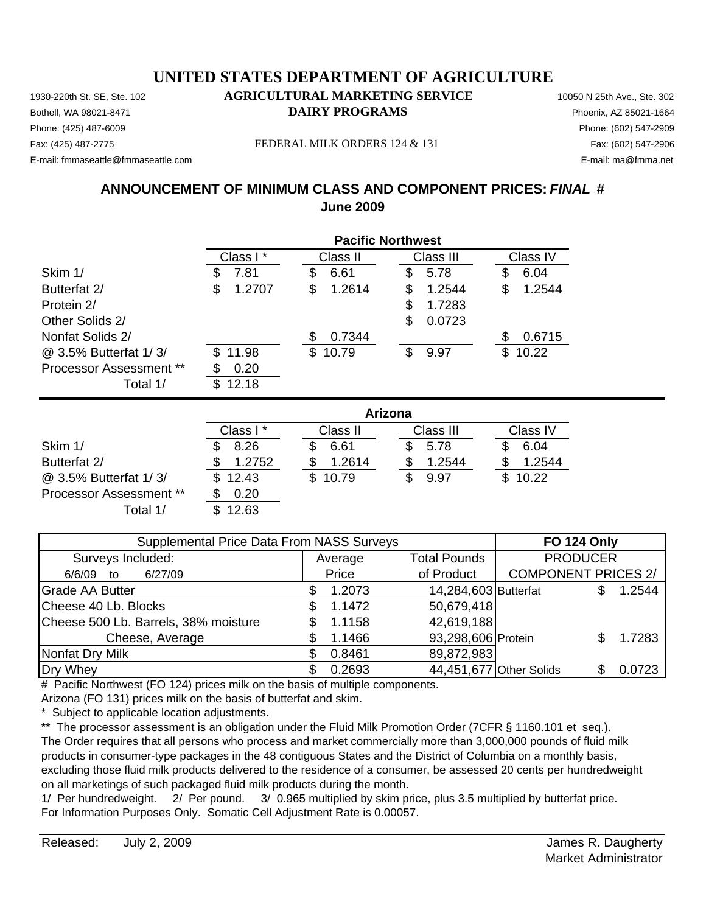# UNITED STATES DEPARTMENT OF AGRICULTURE

## AGRICULTURAL MARKETING SERVICE
## DAIRY PROGRAMS

1930-220th St. SE, Ste. 102
Bothell, WA 98021-8471
Phone: (425) 487-6009
Fax: (425) 487-2775
E-mail: fmmaseattle@fmmaseattle.com

10050 N 25th Ave., Ste. 302
Phoenix, AZ 85021-1664
Phone: (602) 547-2909
Fax: (602) 547-2906
E-mail: ma@fmma.net

FEDERAL MILK ORDERS 124 & 131

### ANNOUNCEMENT OF MINIMUM CLASS AND COMPONENT PRICES: *FINAL* #
### June 2009

**Pacific Northwest**

| | Class I * | Class II | Class III | Class IV |
|---|---|---|---|---|
| Skim 1/ | $ 7.81 | $ 6.61 | $ 5.78 | $ 6.04 |
| Butterfat 2/ | $ 1.2707 | $ 1.2614 | $ 1.2544 | $ 1.2544 |
| Protein 2/ | | | $ 1.7283 | |
| Other Solids 2/ | | | $ 0.0723 | |
| Nonfat Solids 2/ | | $ 0.7344 | | $ 0.6715 |
| @ 3.5% Butterfat 1/ 3/ | $ 11.98 | $ 10.79 | $ 9.97 | $ 10.22 |
| Processor Assessment ** | $ 0.20 | | | |
| Total 1/ | $ 12.18 | | | |

**Arizona**

| | Class I * | Class II | Class III | Class IV |
|---|---|---|---|---|
| Skim 1/ | $ 8.26 | $ 6.61 | $ 5.78 | $ 6.04 |
| Butterfat 2/ | $ 1.2752 | $ 1.2614 | $ 1.2544 | $ 1.2544 |
| @ 3.5% Butterfat 1/ 3/ | $ 12.43 | $ 10.79 | $ 9.97 | $ 10.22 |
| Processor Assessment ** | $ 0.20 | | | |
| Total 1/ | $ 12.63 | | | |

| Supplemental Price Data From NASS Surveys | | | FO 124 Only | |
|---|---|---|---|---|
| Surveys Included: | Average | Total Pounds | PRODUCER | |
| 6/6/09 to 6/27/09 | Price | of Product | COMPONENT PRICES 2/ | |
| Grade AA Butter | $ 1.2073 | 14,284,603 | Butterfat | $ 1.2544 |
| Cheese 40 Lb. Blocks | $ 1.1472 | 50,679,418 | | |
| Cheese 500 Lb. Barrels, 38% moisture | $ 1.1158 | 42,619,188 | | |
| Cheese, Average | $ 1.1466 | 93,298,606 | Protein | $ 1.7283 |
| Nonfat Dry Milk | $ 0.8461 | 89,872,983 | | |
| Dry Whey | $ 0.2693 | 44,451,677 | Other Solids | $ 0.0723 |

# Pacific Northwest (FO 124) prices milk on the basis of multiple components.
Arizona (FO 131) prices milk on the basis of butterfat and skim.
* Subject to applicable location adjustments.
** The processor assessment is an obligation under the Fluid Milk Promotion Order (7CFR § 1160.101 et seq.). The Order requires that all persons who process and market commercially more than 3,000,000 pounds of fluid milk products in consumer-type packages delivered in the 48 contiguous States and the District of Columbia on a monthly basis, excluding those fluid milk products delivered to the residence of a consumer, be assessed 20 cents per hundredweight on all marketings of such packaged fluid milk products during the month.
1/ Per hundredweight. 2/ Per pound. 3/ 0.965 multiplied by skim price, plus 3.5 multiplied by butterfat price.
For Information Purposes Only. Somatic Cell Adjustment Rate is 0.00057.

Released: July 2, 2009

James R. Daugherty
Market Administrator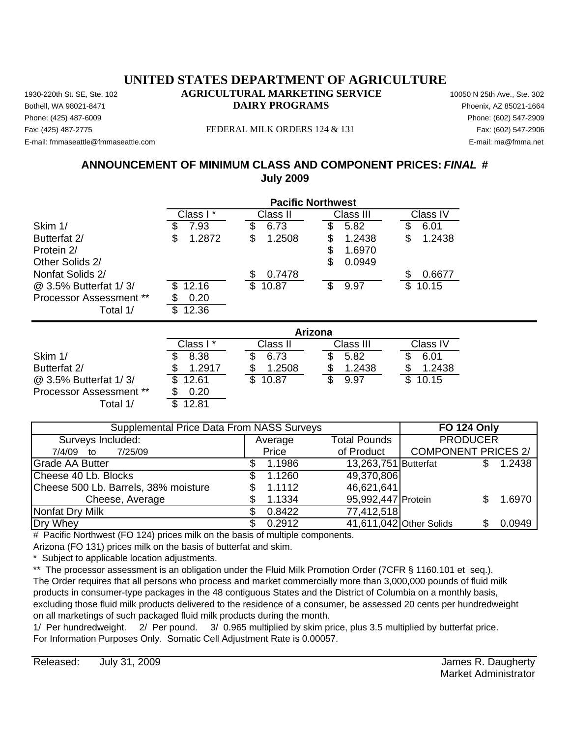# UNITED STATES DEPARTMENT OF AGRICULTURE

## AGRICULTURAL MARKETING SERVICE

## DAIRY PROGRAMS

1930-220th St. SE, Ste. 102
Bothell, WA 98021-8471
Phone: (425) 487-6009
Fax: (425) 487-2775
E-mail: fmmaseattle@fmmaseattle.com

FEDERAL MILK ORDERS 124 & 131

10050 N 25th Ave., Ste. 302
Phoenix, AZ 85021-1664
Phone: (602) 547-2909
Fax: (602) 547-2906
E-mail: ma@fmma.net

### ANNOUNCEMENT OF MINIMUM CLASS AND COMPONENT PRICES: *FINAL* #
### July 2009

| | Pacific Northwest | | | |
|---|---|---|---|---|
| | Class I * | Class II | Class III | Class IV |
| Skim 1/ | $ 7.93 | $ 6.73 | $ 5.82 | $ 6.01 |
| Butterfat 2/ | $ 1.2872 | $ 1.2508 | $ 1.2438 | $ 1.2438 |
| Protein 2/ | | | $ 1.6970 | |
| Other Solids 2/ | | | $ 0.0949 | |
| Nonfat Solids 2/ | | $ 0.7478 | | $ 0.6677 |
| @ 3.5% Butterfat 1/ 3/ | $ 12.16 | $ 10.87 | $ 9.97 | $ 10.15 |
| Processor Assessment ** | $ 0.20 | | | |
| Total 1/ | $ 12.36 | | | |

| | Arizona | | | |
|---|---|---|---|---|
| | Class I * | Class II | Class III | Class IV |
| Skim 1/ | $ 8.38 | $ 6.73 | $ 5.82 | $ 6.01 |
| Butterfat 2/ | $ 1.2917 | $ 1.2508 | $ 1.2438 | $ 1.2438 |
| @ 3.5% Butterfat 1/ 3/ | $ 12.61 | $ 10.87 | $ 9.97 | $ 10.15 |
| Processor Assessment ** | $ 0.20 | | | |
| Total 1/ | $ 12.81 | | | |

| Supplemental Price Data From NASS Surveys | | | FO 124 Only | |
|---|---|---|---|---|
| Surveys Included: | Average | Total Pounds | PRODUCER | |
| 7/4/09 to 7/25/09 | Price | of Product | COMPONENT PRICES 2/ | |
| Grade AA Butter | $ 1.1986 | 13,263,751 | Butterfat | $ 1.2438 |
| Cheese 40 Lb. Blocks | $ 1.1260 | 49,370,806 | | |
| Cheese 500 Lb. Barrels, 38% moisture | $ 1.1112 | 46,621,641 | | |
| Cheese, Average | $ 1.1334 | 95,992,447 | Protein | $ 1.6970 |
| Nonfat Dry Milk | $ 0.8422 | 77,412,518 | | |
| Dry Whey | $ 0.2912 | 41,611,042 | Other Solids | $ 0.0949 |

# Pacific Northwest (FO 124) prices milk on the basis of multiple components.

Arizona (FO 131) prices milk on the basis of butterfat and skim.

* Subject to applicable location adjustments.

** The processor assessment is an obligation under the Fluid Milk Promotion Order (7CFR § 1160.101 et seq.). The Order requires that all persons who process and market commercially more than 3,000,000 pounds of fluid milk products in consumer-type packages in the 48 contiguous States and the District of Columbia on a monthly basis, excluding those fluid milk products delivered to the residence of a consumer, be assessed 20 cents per hundredweight on all marketings of such packaged fluid milk products during the month.

1/ Per hundredweight. 2/ Per pound. 3/ 0.965 multiplied by skim price, plus 3.5 multiplied by butterfat price.
For Information Purposes Only. Somatic Cell Adjustment Rate is 0.00057.

Released: July 31, 2009

James R. Daugherty
Market Administrator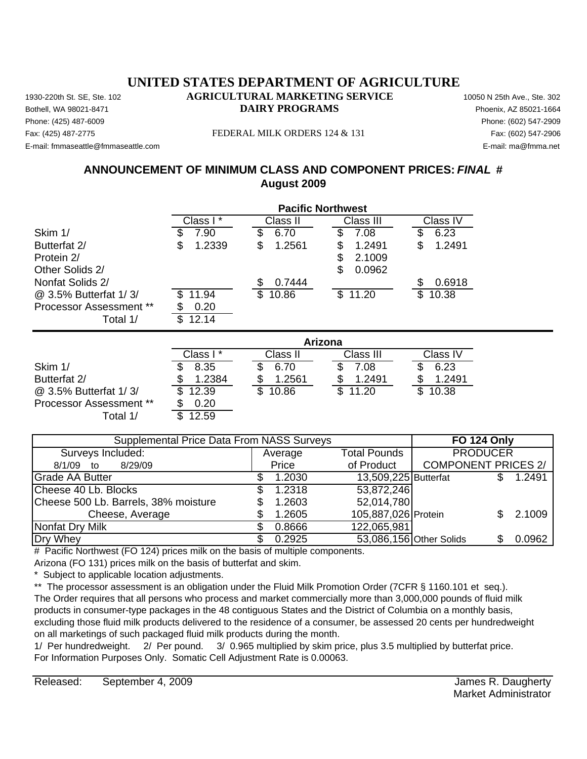# UNITED STATES DEPARTMENT OF AGRICULTURE

## AGRICULTURAL MARKETING SERVICE

## DAIRY PROGRAMS

1930-220th St. SE, Ste. 102
Bothell, WA 98021-8471
Phone: (425) 487-6009
Fax: (425) 487-2775
E-mail: fmmaseattle@fmmaseattle.com

FEDERAL MILK ORDERS 124 & 131

10050 N 25th Ave., Ste. 302
Phoenix, AZ 85021-1664
Phone: (602) 547-2909
Fax: (602) 547-2906
E-mail: ma@fmma.net

### ANNOUNCEMENT OF MINIMUM CLASS AND COMPONENT PRICES: *FINAL* #
### August 2009

**Pacific Northwest**

| | Class I * | Class II | Class III | Class IV |
|---|---|---|---|---|
| Skim 1/ | $ 7.90 | $ 6.70 | $ 7.08 | $ 6.23 |
| Butterfat 2/ | $ 1.2339 | $ 1.2561 | $ 1.2491 | $ 1.2491 |
| Protein 2/ | | | $ 2.1009 | |
| Other Solids 2/ | | | $ 0.0962 | |
| Nonfat Solids 2/ | | $ 0.7444 | | $ 0.6918 |
| @ 3.5% Butterfat 1/ 3/ | $ 11.94 | $ 10.86 | $ 11.20 | $ 10.38 |
| Processor Assessment ** | $ 0.20 | | | |
| Total 1/ | $ 12.14 | | | |

**Arizona**

| | Class I * | Class II | Class III | Class IV |
|---|---|---|---|---|
| Skim 1/ | $ 8.35 | $ 6.70 | $ 7.08 | $ 6.23 |
| Butterfat 2/ | $ 1.2384 | $ 1.2561 | $ 1.2491 | $ 1.2491 |
| @ 3.5% Butterfat 1/ 3/ | $ 12.39 | $ 10.86 | $ 11.20 | $ 10.38 |
| Processor Assessment ** | $ 0.20 | | | |
| Total 1/ | $ 12.59 | | | |

| Supplemental Price Data From NASS Surveys | | | FO 124 Only | |
|---|---|---|---|---|
| Surveys Included: | Average | Total Pounds | PRODUCER | |
| 8/1/09 to 8/29/09 | Price | of Product | COMPONENT PRICES 2/ | |
| Grade AA Butter | $ 1.2030 | 13,509,225 | Butterfat | $ 1.2491 |
| Cheese 40 Lb. Blocks | $ 1.2318 | 53,872,246 | | |
| Cheese 500 Lb. Barrels, 38% moisture | $ 1.2603 | 52,014,780 | | |
| Cheese, Average | $ 1.2605 | 105,887,026 | Protein | $ 2.1009 |
| Nonfat Dry Milk | $ 0.8666 | 122,065,981 | | |
| Dry Whey | $ 0.2925 | 53,086,156 | Other Solids | $ 0.0962 |

# Pacific Northwest (FO 124) prices milk on the basis of multiple components.
Arizona (FO 131) prices milk on the basis of butterfat and skim.
* Subject to applicable location adjustments.
** The processor assessment is an obligation under the Fluid Milk Promotion Order (7CFR § 1160.101 et seq.). The Order requires that all persons who process and market commercially more than 3,000,000 pounds of fluid milk products in consumer-type packages in the 48 contiguous States and the District of Columbia on a monthly basis, excluding those fluid milk products delivered to the residence of a consumer, be assessed 20 cents per hundredweight on all marketings of such packaged fluid milk products during the month.
1/ Per hundredweight. 2/ Per pound. 3/ 0.965 multiplied by skim price, plus 3.5 multiplied by butterfat price.
For Information Purposes Only. Somatic Cell Adjustment Rate is 0.00063.

Released: September 4, 2009

James R. Daugherty
Market Administrator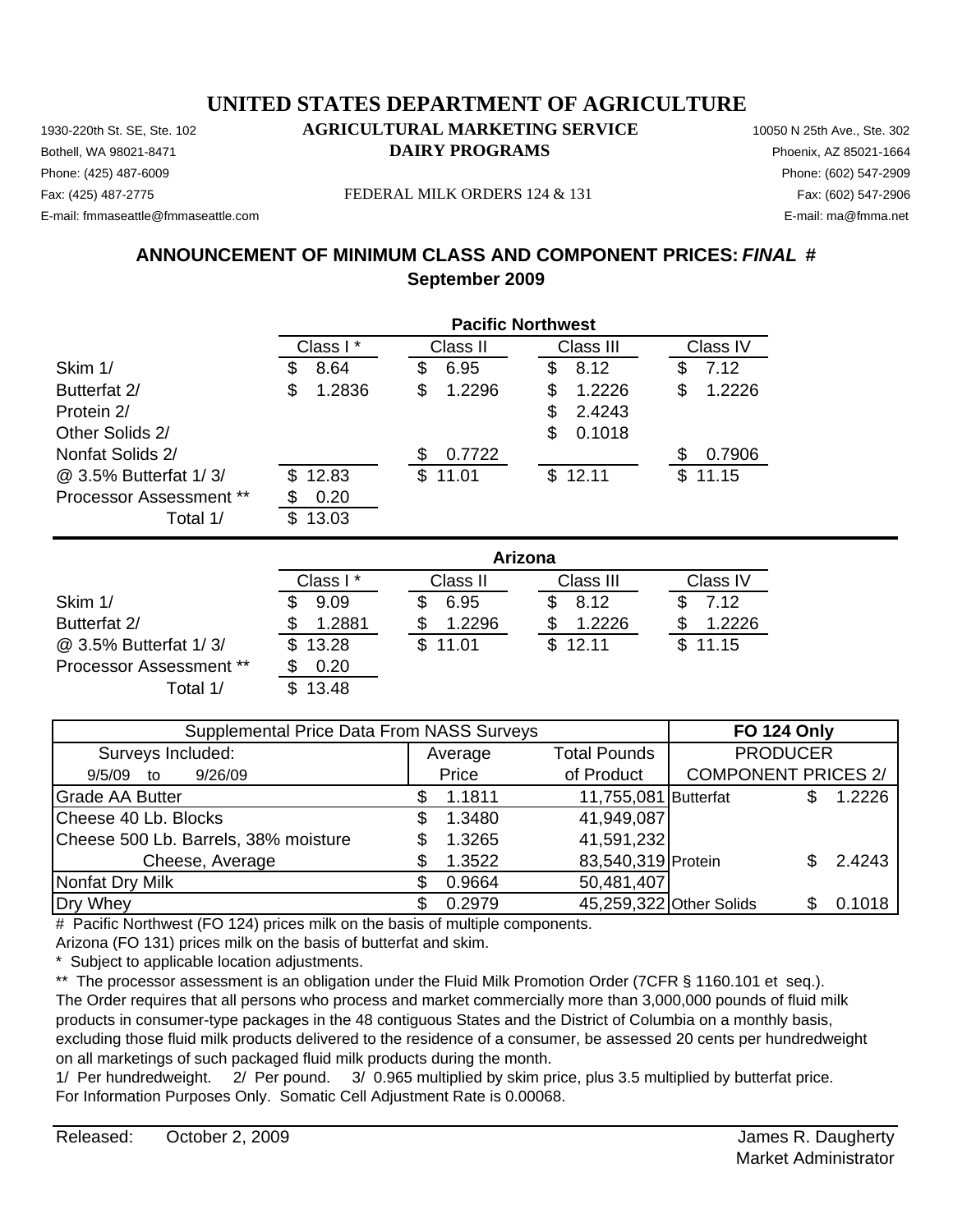# UNITED STATES DEPARTMENT OF AGRICULTURE

## AGRICULTURAL MARKETING SERVICE

## DAIRY PROGRAMS

1930-220th St. SE, Ste. 102
Bothell, WA 98021-8471
Phone: (425) 487-6009
Fax: (425) 487-2775
E-mail: fmmaseattle@fmmaseattle.com

FEDERAL MILK ORDERS 124 & 131

10050 N 25th Ave., Ste. 302
Phoenix, AZ 85021-1664
Phone: (602) 547-2909
Fax: (602) 547-2906
E-mail: ma@fmma.net

### ANNOUNCEMENT OF MINIMUM CLASS AND COMPONENT PRICES: *FINAL* #
### September 2009

**Pacific Northwest**

| | Class I * | Class II | Class III | Class IV |
|---|---|---|---|---|
| Skim 1/ | $ 8.64 | $ 6.95 | $ 8.12 | $ 7.12 |
| Butterfat 2/ | $ 1.2836 | $ 1.2296 | $ 1.2226 | $ 1.2226 |
| Protein 2/ | | | $ 2.4243 | |
| Other Solids 2/ | | | $ 0.1018 | |
| Nonfat Solids 2/ | | $ 0.7722 | | $ 0.7906 |
| @ 3.5% Butterfat 1/ 3/ | $ 12.83 | $ 11.01 | $ 12.11 | $ 11.15 |
| Processor Assessment ** | $ 0.20 | | | |
| Total 1/ | $ 13.03 | | | |

**Arizona**

| | Class I * | Class II | Class III | Class IV |
|---|---|---|---|---|
| Skim 1/ | $ 9.09 | $ 6.95 | $ 8.12 | $ 7.12 |
| Butterfat 2/ | $ 1.2881 | $ 1.2296 | $ 1.2226 | $ 1.2226 |
| @ 3.5% Butterfat 1/ 3/ | $ 13.28 | $ 11.01 | $ 12.11 | $ 11.15 |
| Processor Assessment ** | $ 0.20 | | | |
| Total 1/ | $ 13.48 | | | |

| Supplemental Price Data From NASS Surveys | | | FO 124 Only | |
|---|---|---|---|---|
| Surveys Included: 9/5/09 to 9/26/09 | Average Price | Total Pounds of Product | PRODUCER COMPONENT PRICES 2/ | |
| Grade AA Butter | $ 1.1811 | 11,755,081 | Butterfat | $ 1.2226 |
| Cheese 40 Lb. Blocks | $ 1.3480 | 41,949,087 | | |
| Cheese 500 Lb. Barrels, 38% moisture | $ 1.3265 | 41,591,232 | | |
| Cheese, Average | $ 1.3522 | 83,540,319 | Protein | $ 2.4243 |
| Nonfat Dry Milk | $ 0.9664 | 50,481,407 | | |
| Dry Whey | $ 0.2979 | 45,259,322 | Other Solids | $ 0.1018 |

# Pacific Northwest (FO 124) prices milk on the basis of multiple components.
Arizona (FO 131) prices milk on the basis of butterfat and skim.
\* Subject to applicable location adjustments.
** The processor assessment is an obligation under the Fluid Milk Promotion Order (7CFR § 1160.101 et seq.). The Order requires that all persons who process and market commercially more than 3,000,000 pounds of fluid milk products in consumer-type packages in the 48 contiguous States and the District of Columbia on a monthly basis, excluding those fluid milk products delivered to the residence of a consumer, be assessed 20 cents per hundredweight on all marketings of such packaged fluid milk products during the month.
1/ Per hundredweight. 2/ Per pound. 3/ 0.965 multiplied by skim price, plus 3.5 multiplied by butterfat price.
For Information Purposes Only. Somatic Cell Adjustment Rate is 0.00068.

Released: October 2, 2009

James R. Daugherty
Market Administrator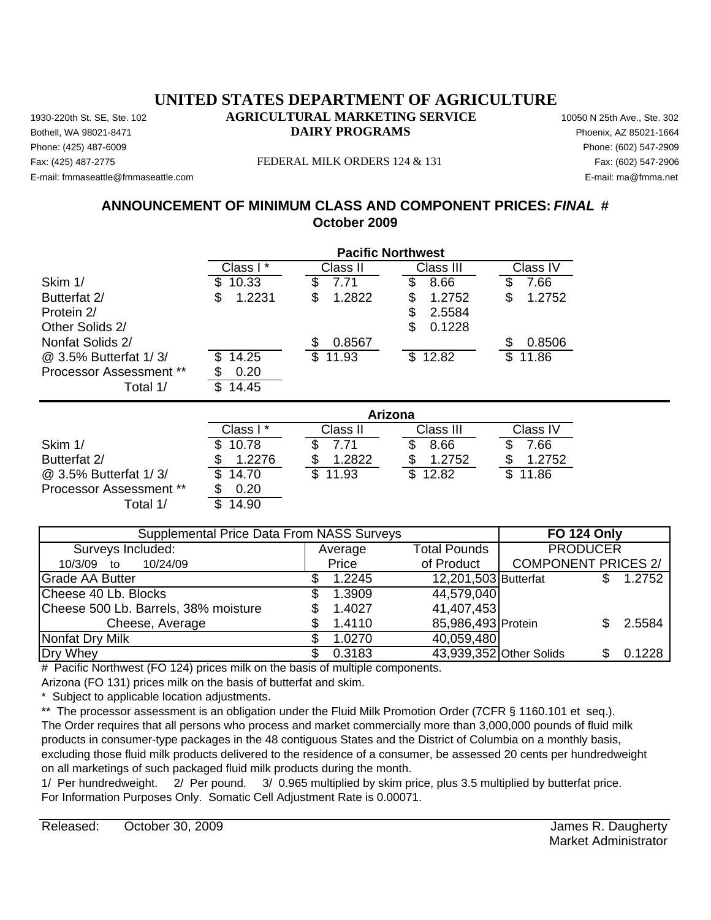# UNITED STATES DEPARTMENT OF AGRICULTURE

## AGRICULTURAL MARKETING SERVICE
## DAIRY PROGRAMS

1930-220th St. SE, Ste. 102
Bothell, WA 98021-8471
Phone: (425) 487-6009
Fax: (425) 487-2775
E-mail: fmmaseattle@fmmaseattle.com

10050 N 25th Ave., Ste. 302
Phoenix, AZ 85021-1664
Phone: (602) 547-2909
Fax: (602) 547-2906
E-mail: ma@fmma.net

FEDERAL MILK ORDERS 124 & 131

## ANNOUNCEMENT OF MINIMUM CLASS AND COMPONENT PRICES: *FINAL* #
## October 2009

| Pacific Northwest | Class I * | Class II | Class III | Class IV |
|---|---|---|---|---|
| Skim 1/ | $ 10.33 | $ 7.71 | $ 8.66 | $ 7.66 |
| Butterfat 2/ | $ 1.2231 | $ 1.2822 | $ 1.2752 | $ 1.2752 |
| Protein 2/ | | | $ 2.5584 | |
| Other Solids 2/ | | | $ 0.1228 | |
| Nonfat Solids 2/ | | $ 0.8567 | | $ 0.8506 |
| @ 3.5% Butterfat 1/ 3/ | $ 14.25 | $ 11.93 | $ 12.82 | $ 11.86 |
| Processor Assessment ** | $ 0.20 | | | |
| Total 1/ | $ 14.45 | | | |

| Arizona | Class I * | Class II | Class III | Class IV |
|---|---|---|---|---|
| Skim 1/ | $ 10.78 | $ 7.71 | $ 8.66 | $ 7.66 |
| Butterfat 2/ | $ 1.2276 | $ 1.2822 | $ 1.2752 | $ 1.2752 |
| @ 3.5% Butterfat 1/ 3/ | $ 14.70 | $ 11.93 | $ 12.82 | $ 11.86 |
| Processor Assessment ** | $ 0.20 | | | |
| Total 1/ | $ 14.90 | | | |

| Supplemental Price Data From NASS Surveys | | | FO 124 Only | |
|---|---|---|---|---|
| Surveys Included: 10/3/09 to 10/24/09 | Average Price | Total Pounds of Product | PRODUCER COMPONENT PRICES 2/ | |
| Grade AA Butter | $ 1.2245 | 12,201,503 | Butterfat | $ 1.2752 |
| Cheese 40 Lb. Blocks | $ 1.3909 | 44,579,040 | | |
| Cheese 500 Lb. Barrels, 38% moisture | $ 1.4027 | 41,407,453 | | |
| Cheese, Average | $ 1.4110 | 85,986,493 | Protein | $ 2.5584 |
| Nonfat Dry Milk | $ 1.0270 | 40,059,480 | | |
| Dry Whey | $ 0.3183 | 43,939,352 | Other Solids | $ 0.1228 |

# Pacific Northwest (FO 124) prices milk on the basis of multiple components.
Arizona (FO 131) prices milk on the basis of butterfat and skim.
\* Subject to applicable location adjustments.
** The processor assessment is an obligation under the Fluid Milk Promotion Order (7CFR § 1160.101 et seq.). The Order requires that all persons who process and market commercially more than 3,000,000 pounds of fluid milk products in consumer-type packages in the 48 contiguous States and the District of Columbia on a monthly basis, excluding those fluid milk products delivered to the residence of a consumer, be assessed 20 cents per hundredweight on all marketings of such packaged fluid milk products during the month.
1/ Per hundredweight. 2/ Per pound. 3/ 0.965 multiplied by skim price, plus 3.5 multiplied by butterfat price.
For Information Purposes Only. Somatic Cell Adjustment Rate is 0.00071.

Released: October 30, 2009

James R. Daugherty
Market Administrator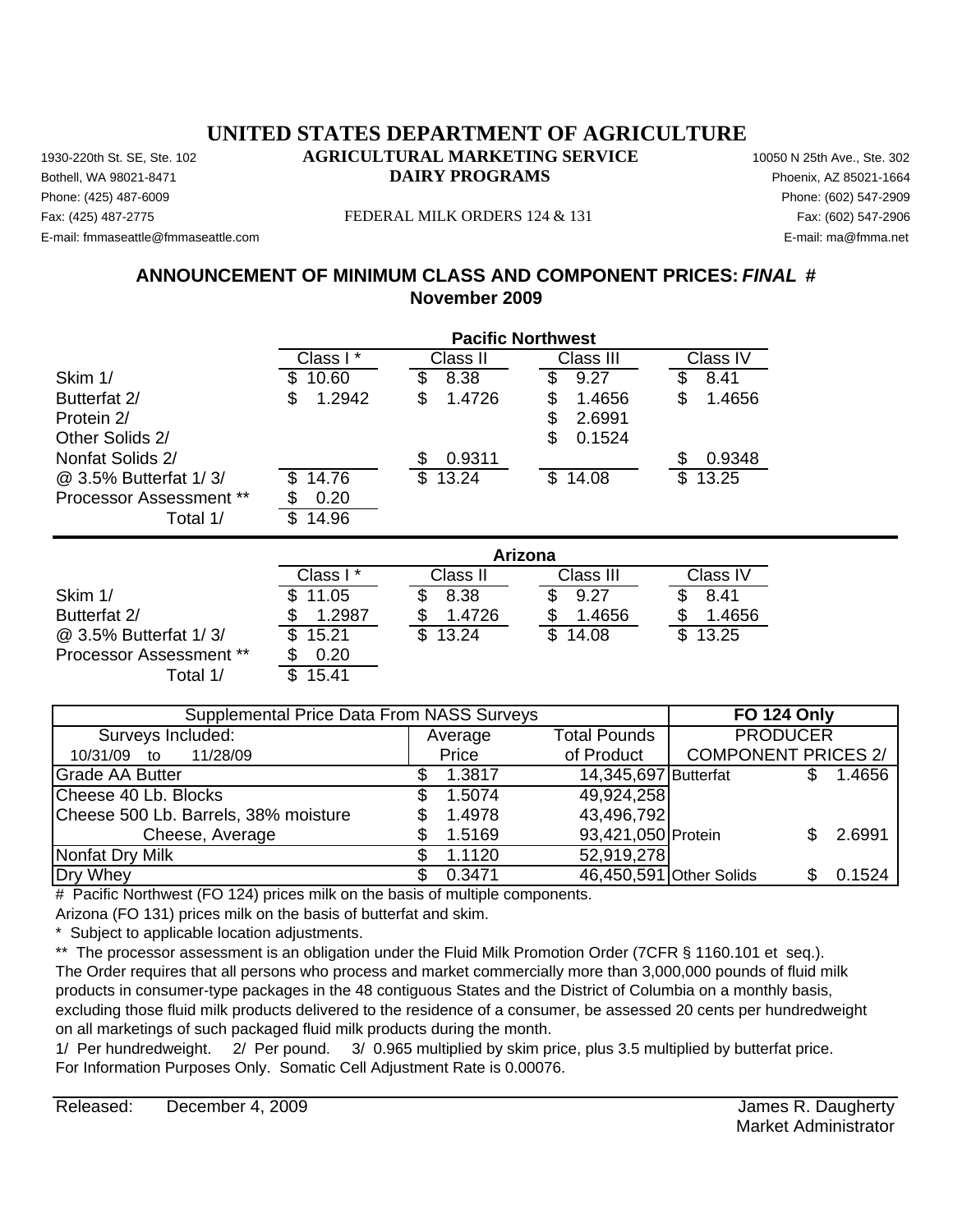# UNITED STATES DEPARTMENT OF AGRICULTURE

## AGRICULTURAL MARKETING SERVICE

## DAIRY PROGRAMS

1930-220th St. SE, Ste. 102
Bothell, WA 98021-8471
Phone: (425) 487-6009
Fax: (425) 487-2775
E-mail: fmmaseattle@fmmaseattle.com

FEDERAL MILK ORDERS 124 & 131

10050 N 25th Ave., Ste. 302
Phoenix, AZ 85021-1664
Phone: (602) 547-2909
Fax: (602) 547-2906
E-mail: ma@fmma.net

### ANNOUNCEMENT OF MINIMUM CLASS AND COMPONENT PRICES: *FINAL* #
### November 2009

**Pacific Northwest**

| | Class I * | Class II | Class III | Class IV |
|---|---|---|---|---|
| Skim 1/ | $ 10.60 | $ 8.38 | $ 9.27 | $ 8.41 |
| Butterfat 2/ | $ 1.2942 | $ 1.4726 | $ 1.4656 | $ 1.4656 |
| Protein 2/ | | | $ 2.6991 | |
| Other Solids 2/ | | | $ 0.1524 | |
| Nonfat Solids 2/ | | $ 0.9311 | | $ 0.9348 |
| @ 3.5% Butterfat 1/ 3/ | $ 14.76 | $ 13.24 | $ 14.08 | $ 13.25 |
| Processor Assessment ** | $ 0.20 | | | |
| Total 1/ | $ 14.96 | | | |

**Arizona**

| | Class I * | Class II | Class III | Class IV |
|---|---|---|---|---|
| Skim 1/ | $ 11.05 | $ 8.38 | $ 9.27 | $ 8.41 |
| Butterfat 2/ | $ 1.2987 | $ 1.4726 | $ 1.4656 | $ 1.4656 |
| @ 3.5% Butterfat 1/ 3/ | $ 15.21 | $ 13.24 | $ 14.08 | $ 13.25 |
| Processor Assessment ** | $ 0.20 | | | |
| Total 1/ | $ 15.41 | | | |

| Supplemental Price Data From NASS Surveys | | | FO 124 Only | |
|---|---|---|---|---|
| Surveys Included: | Average | Total Pounds | PRODUCER | |
| 10/31/09 to 11/28/09 | Price | of Product | COMPONENT PRICES 2/ | |
| Grade AA Butter | $ 1.3817 | 14,345,697 | Butterfat | $ 1.4656 |
| Cheese 40 Lb. Blocks | $ 1.5074 | 49,924,258 | | |
| Cheese 500 Lb. Barrels, 38% moisture | $ 1.4978 | 43,496,792 | | |
| Cheese, Average | $ 1.5169 | 93,421,050 | Protein | $ 2.6991 |
| Nonfat Dry Milk | $ 1.1120 | 52,919,278 | | |
| Dry Whey | $ 0.3471 | 46,450,591 | Other Solids | $ 0.1524 |

# Pacific Northwest (FO 124) prices milk on the basis of multiple components.
Arizona (FO 131) prices milk on the basis of butterfat and skim.
* Subject to applicable location adjustments.
** The processor assessment is an obligation under the Fluid Milk Promotion Order (7CFR § 1160.101 et seq.). The Order requires that all persons who process and market commercially more than 3,000,000 pounds of fluid milk products in consumer-type packages in the 48 contiguous States and the District of Columbia on a monthly basis, excluding those fluid milk products delivered to the residence of a consumer, be assessed 20 cents per hundredweight on all marketings of such packaged fluid milk products during the month.
1/ Per hundredweight. 2/ Per pound. 3/ 0.965 multiplied by skim price, plus 3.5 multiplied by butterfat price.
For Information Purposes Only. Somatic Cell Adjustment Rate is 0.00076.

Released: December 4, 2009

James R. Daugherty
Market Administrator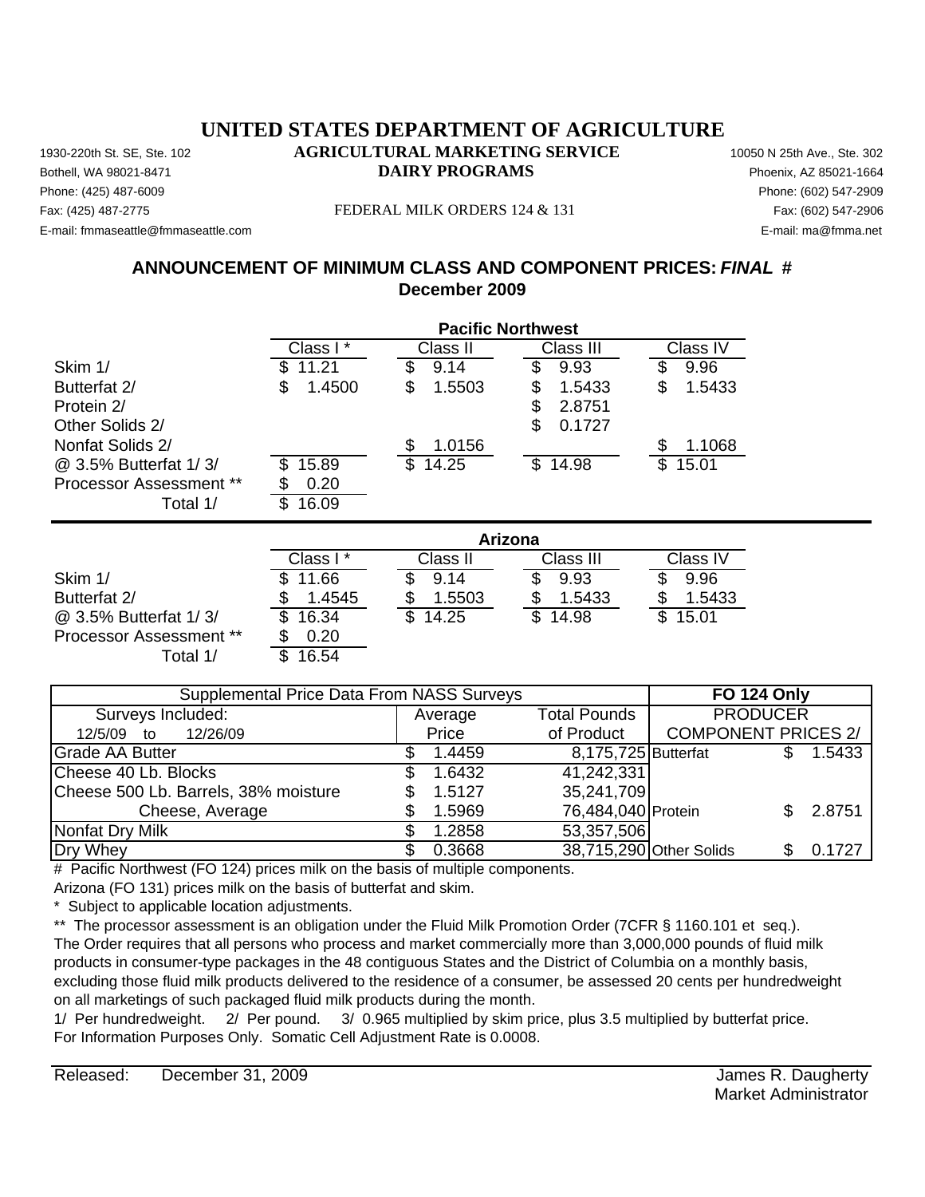# UNITED STATES DEPARTMENT OF AGRICULTURE

## AGRICULTURAL MARKETING SERVICE
## DAIRY PROGRAMS

1930-220th St. SE, Ste. 102
Bothell, WA 98021-8471
Phone: (425) 487-6009
Fax: (425) 487-2775
E-mail: fmmaseattle@fmmaseattle.com

FEDERAL MILK ORDERS 124 & 131

10050 N 25th Ave., Ste. 302
Phoenix, AZ 85021-1664
Phone: (602) 547-2909
Fax: (602) 547-2906
E-mail: ma@fmma.net

## ANNOUNCEMENT OF MINIMUM CLASS AND COMPONENT PRICES: *FINAL* #
## December 2009

| | Pacific Northwest | | | |
|---|---|---|---|---|
| | Class I * | Class II | Class III | Class IV |
| Skim 1/ | $ 11.21 | $ 9.14 | $ 9.93 | $ 9.96 |
| Butterfat 2/ | $ 1.4500 | $ 1.5503 | $ 1.5433 | $ 1.5433 |
| Protein 2/ | | | $ 2.8751 | |
| Other Solids 2/ | | | $ 0.1727 | |
| Nonfat Solids 2/ | | $ 1.0156 | | $ 1.1068 |
| @ 3.5% Butterfat 1/ 3/ | $ 15.89 | $ 14.25 | $ 14.98 | $ 15.01 |
| Processor Assessment ** | $ 0.20 | | | |
| Total 1/ | $ 16.09 | | | |

| | Arizona | | | |
|---|---|---|---|---|
| | Class I * | Class II | Class III | Class IV |
| Skim 1/ | $ 11.66 | $ 9.14 | $ 9.93 | $ 9.96 |
| Butterfat 2/ | $ 1.4545 | $ 1.5503 | $ 1.5433 | $ 1.5433 |
| @ 3.5% Butterfat 1/ 3/ | $ 16.34 | $ 14.25 | $ 14.98 | $ 15.01 |
| Processor Assessment ** | $ 0.20 | | | |
| Total 1/ | $ 16.54 | | | |

| Supplemental Price Data From NASS Surveys | | | FO 124 Only | |
|---|---|---|---|---|
| Surveys Included: | Average | Total Pounds | PRODUCER | |
| 12/5/09 to 12/26/09 | Price | of Product | COMPONENT PRICES 2/ | |
| Grade AA Butter | $ 1.4459 | 8,175,725 | Butterfat | $ 1.5433 |
| Cheese 40 Lb. Blocks | $ 1.6432 | 41,242,331 | | |
| Cheese 500 Lb. Barrels, 38% moisture | $ 1.5127 | 35,241,709 | | |
| Cheese, Average | $ 1.5969 | 76,484,040 | Protein | $ 2.8751 |
| Nonfat Dry Milk | $ 1.2858 | 53,357,506 | | |
| Dry Whey | $ 0.3668 | 38,715,290 | Other Solids | $ 0.1727 |

# Pacific Northwest (FO 124) prices milk on the basis of multiple components.

Arizona (FO 131) prices milk on the basis of butterfat and skim.

* Subject to applicable location adjustments.

** The processor assessment is an obligation under the Fluid Milk Promotion Order (7CFR § 1160.101 et seq.). The Order requires that all persons who process and market commercially more than 3,000,000 pounds of fluid milk products in consumer-type packages in the 48 contiguous States and the District of Columbia on a monthly basis, excluding those fluid milk products delivered to the residence of a consumer, be assessed 20 cents per hundredweight on all marketings of such packaged fluid milk products during the month.

1/ Per hundredweight. 2/ Per pound. 3/ 0.965 multiplied by skim price, plus 3.5 multiplied by butterfat price.

For Information Purposes Only. Somatic Cell Adjustment Rate is 0.0008.

Released: December 31, 2009

James R. Daugherty
Market Administrator